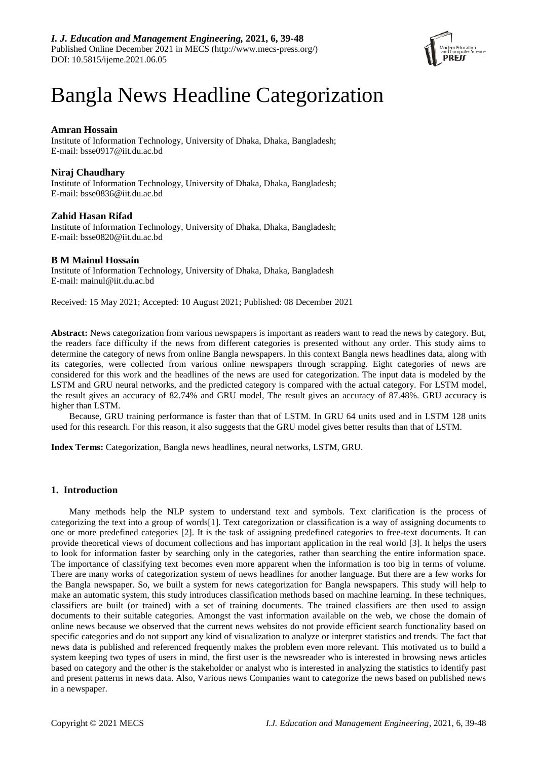# Bangla News Headline Categorization

**Amran Hossain**
Institute of Information Technology, University of Dhaka, Dhaka, Bangladesh;
E-mail: bsse0917@iit.du.ac.bd

**Niraj Chaudhary**
Institute of Information Technology, University of Dhaka, Dhaka, Bangladesh;
E-mail: bsse0836@iit.du.ac.bd

**Zahid Hasan Rifad**
Institute of Information Technology, University of Dhaka, Dhaka, Bangladesh;
E-mail: bsse0820@iit.du.ac.bd

**B M Mainul Hossain**
Institute of Information Technology, University of Dhaka, Dhaka, Bangladesh
E-mail: mainul@iit.du.ac.bd

Received: 15 May 2021; Accepted: 10 August 2021; Published: 08 December 2021

**Abstract:** News categorization from various newspapers is important as readers want to read the news by category. But, the readers face difficulty if the news from different categories is presented without any order. This study aims to determine the category of news from online Bangla newspapers. In this context Bangla news headlines data, along with its categories, were collected from various online newspapers through scrapping. Eight categories of news are considered for this work and the headlines of the news are used for categorization. The input data is modeled by the LSTM and GRU neural networks, and the predicted category is compared with the actual category. For LSTM model, the result gives an accuracy of 82.74% and GRU model, The result gives an accuracy of 87.48%. GRU accuracy is higher than LSTM.

Because, GRU training performance is faster than that of LSTM. In GRU 64 units used and in LSTM 128 units used for this research. For this reason, it also suggests that the GRU model gives better results than that of LSTM.

**Index Terms:** Categorization, Bangla news headlines, neural networks, LSTM, GRU.

## 1. Introduction

Many methods help the NLP system to understand text and symbols. Text clarification is the process of categorizing the text into a group of words[1]. Text categorization or classification is a way of assigning documents to one or more predefined categories [2]. It is the task of assigning predefined categories to free-text documents. It can provide theoretical views of document collections and has important application in the real world [3]. It helps the users to look for information faster by searching only in the categories, rather than searching the entire information space. The importance of classifying text becomes even more apparent when the information is too big in terms of volume. There are many works of categorization system of news headlines for another language. But there are a few works for the Bangla newspaper. So, we built a system for news categorization for Bangla newspapers. This study will help to make an automatic system, this study introduces classification methods based on machine learning. In these techniques, classifiers are built (or trained) with a set of training documents. The trained classifiers are then used to assign documents to their suitable categories. Amongst the vast information available on the web, we chose the domain of online news because we observed that the current news websites do not provide efficient search functionality based on specific categories and do not support any kind of visualization to analyze or interpret statistics and trends. The fact that news data is published and referenced frequently makes the problem even more relevant. This motivated us to build a system keeping two types of users in mind, the first user is the newsreader who is interested in browsing news articles based on category and the other is the stakeholder or analyst who is interested in analyzing the statistics to identify past and present patterns in news data. Also, Various news Companies want to categorize the news based on published news in a newspaper.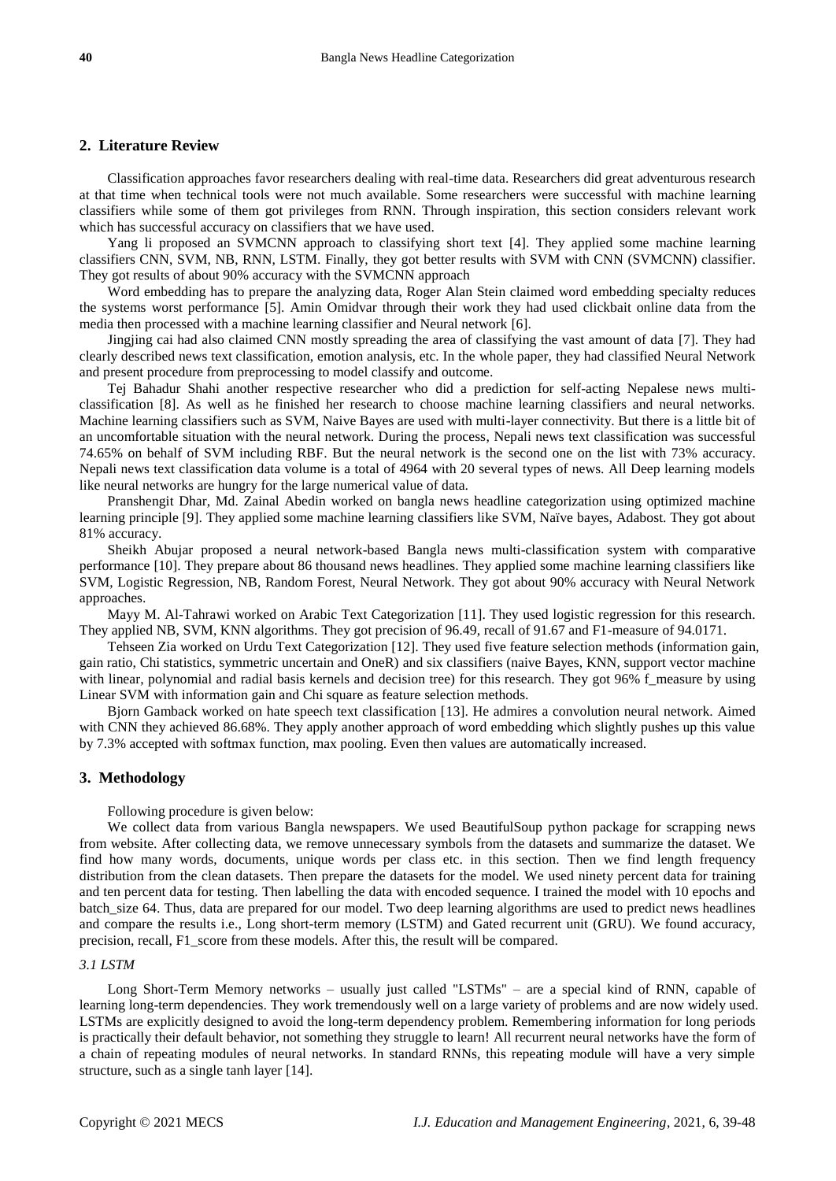## 2. Literature Review

Classification approaches favor researchers dealing with real-time data. Researchers did great adventurous research at that time when technical tools were not much available. Some researchers were successful with machine learning classifiers while some of them got privileges from RNN. Through inspiration, this section considers relevant work which has successful accuracy on classifiers that we have used.

Yang li proposed an SVMCNN approach to classifying short text [4]. They applied some machine learning classifiers CNN, SVM, NB, RNN, LSTM. Finally, they got better results with SVM with CNN (SVMCNN) classifier. They got results of about 90% accuracy with the SVMCNN approach

Word embedding has to prepare the analyzing data, Roger Alan Stein claimed word embedding specialty reduces the systems worst performance [5]. Amin Omidvar through their work they had used clickbait online data from the media then processed with a machine learning classifier and Neural network [6].

Jingjing cai had also claimed CNN mostly spreading the area of classifying the vast amount of data [7]. They had clearly described news text classification, emotion analysis, etc. In the whole paper, they had classified Neural Network and present procedure from preprocessing to model classify and outcome.

Tej Bahadur Shahi another respective researcher who did a prediction for self-acting Nepalese news multi-classification [8]. As well as he finished her research to choose machine learning classifiers and neural networks. Machine learning classifiers such as SVM, Naive Bayes are used with multi-layer connectivity. But there is a little bit of an uncomfortable situation with the neural network. During the process, Nepali news text classification was successful 74.65% on behalf of SVM including RBF. But the neural network is the second one on the list with 73% accuracy. Nepali news text classification data volume is a total of 4964 with 20 several types of news. All Deep learning models like neural networks are hungry for the large numerical value of data.

Pranshengit Dhar, Md. Zainal Abedin worked on bangla news headline categorization using optimized machine learning principle [9]. They applied some machine learning classifiers like SVM, Naïve bayes, Adabost. They got about 81% accuracy.

Sheikh Abujar proposed a neural network-based Bangla news multi-classification system with comparative performance [10]. They prepare about 86 thousand news headlines. They applied some machine learning classifiers like SVM, Logistic Regression, NB, Random Forest, Neural Network. They got about 90% accuracy with Neural Network approaches.

Mayy M. Al-Tahrawi worked on Arabic Text Categorization [11]. They used logistic regression for this research. They applied NB, SVM, KNN algorithms. They got precision of 96.49, recall of 91.67 and F1-measure of 94.0171.

Tehseen Zia worked on Urdu Text Categorization [12]. They used five feature selection methods (information gain, gain ratio, Chi statistics, symmetric uncertain and OneR) and six classifiers (naive Bayes, KNN, support vector machine with linear, polynomial and radial basis kernels and decision tree) for this research. They got 96% f_measure by using Linear SVM with information gain and Chi square as feature selection methods.

Bjorn Gamback worked on hate speech text classification [13]. He admires a convolution neural network. Aimed with CNN they achieved 86.68%. They apply another approach of word embedding which slightly pushes up this value by 7.3% accepted with softmax function, max pooling. Even then values are automatically increased.

## 3. Methodology

Following procedure is given below:

We collect data from various Bangla newspapers. We used BeautifulSoup python package for scrapping news from website. After collecting data, we remove unnecessary symbols from the datasets and summarize the dataset. We find how many words, documents, unique words per class etc. in this section. Then we find length frequency distribution from the clean datasets. Then prepare the datasets for the model. We used ninety percent data for training and ten percent data for testing. Then labelling the data with encoded sequence. I trained the model with 10 epochs and batch_size 64. Thus, data are prepared for our model. Two deep learning algorithms are used to predict news headlines and compare the results i.e., Long short-term memory (LSTM) and Gated recurrent unit (GRU). We found accuracy, precision, recall, F1_score from these models. After this, the result will be compared.

### *3.1 LSTM*

Long Short-Term Memory networks – usually just called "LSTMs" – are a special kind of RNN, capable of learning long-term dependencies. They work tremendously well on a large variety of problems and are now widely used. LSTMs are explicitly designed to avoid the long-term dependency problem. Remembering information for long periods is practically their default behavior, not something they struggle to learn! All recurrent neural networks have the form of a chain of repeating modules of neural networks. In standard RNNs, this repeating module will have a very simple structure, such as a single tanh layer [14].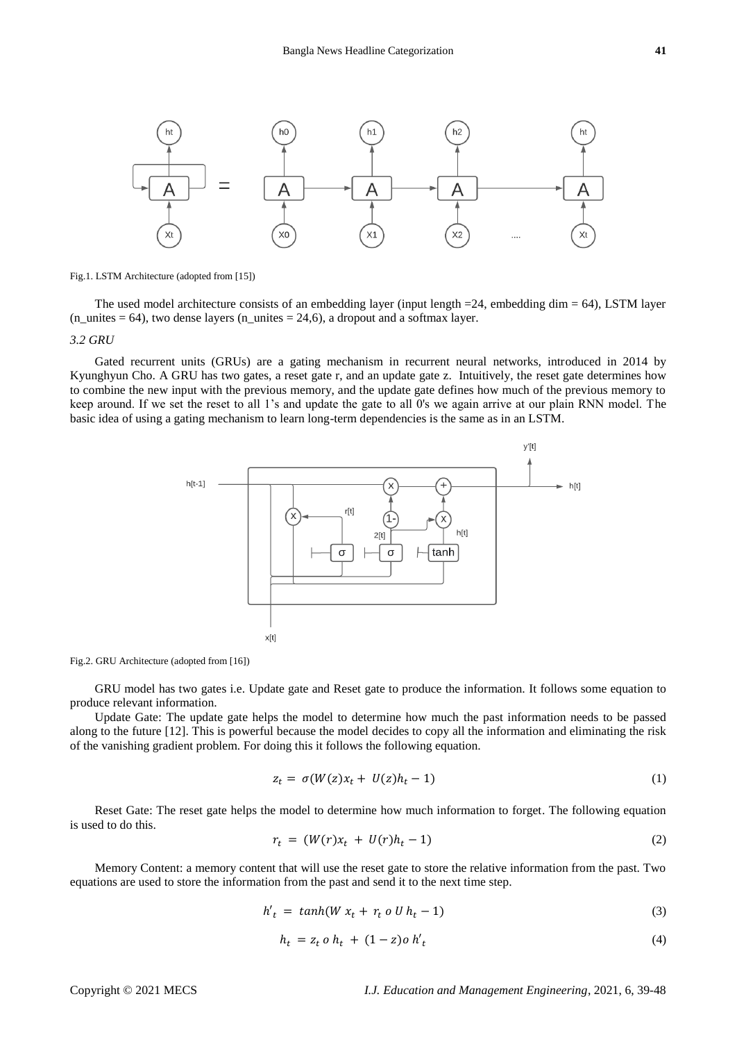Fig.1. LSTM Architecture (adopted from [15])

The used model architecture consists of an embedding layer (input length =24, embedding dim = 64), LSTM layer (n_unites = 64), two dense layers (n_unites = 24,6), a dropout and a softmax layer.

### *3.2 GRU*

Gated recurrent units (GRUs) are a gating mechanism in recurrent neural networks, introduced in 2014 by Kyunghyun Cho. A GRU has two gates, a reset gate r, and an update gate z. Intuitively, the reset gate determines how to combine the new input with the previous memory, and the update gate defines how much of the previous memory to keep around. If we set the reset to all 1's and update the gate to all 0's we again arrive at our plain RNN model. The basic idea of using a gating mechanism to learn long-term dependencies is the same as in an LSTM.

Fig.2. GRU Architecture (adopted from [16])

GRU model has two gates i.e. Update gate and Reset gate to produce the information. It follows some equation to produce relevant information.

Update Gate: The update gate helps the model to determine how much the past information needs to be passed along to the future [12]. This is powerful because the model decides to copy all the information and eliminating the risk of the vanishing gradient problem. For doing this it follows the following equation.

$$z_t = \sigma(W(z)x_t + U(z)h_t - 1) \tag{1}$$

Reset Gate: The reset gate helps the model to determine how much information to forget. The following equation is used to do this.

$$r_t = (W(r)x_t + U(r)h_t - 1) \tag{2}$$

Memory Content: a memory content that will use the reset gate to store the relative information from the past. Two equations are used to store the information from the past and send it to the next time step.

$$h'_t = tanh(W\,x_t + r_t\;o\;U\,h_t - 1) \tag{3}$$

$$h_t = z_t\;o\;h_t + (1 - z)o\;h'_t \tag{4}$$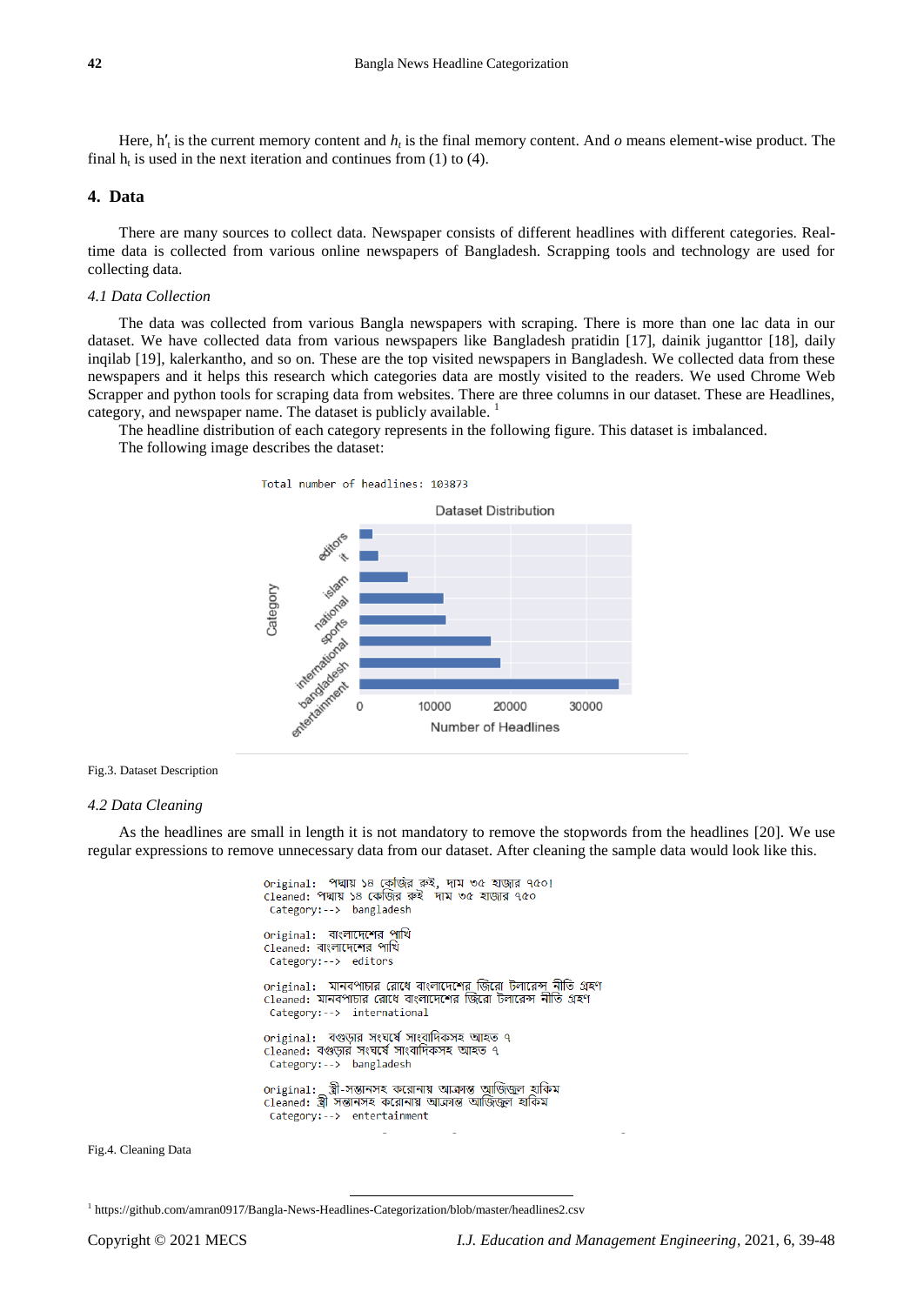Here, $h'_t$ is the current memory content and $h_t$ is the final memory content. And *o* means element-wise product. The final $h_t$ is used in the next iteration and continues from (1) to (4).

## 4. Data

There are many sources to collect data. Newspaper consists of different headlines with different categories. Real-time data is collected from various online newspapers of Bangladesh. Scrapping tools and technology are used for collecting data.

### *4.1 Data Collection*

The data was collected from various Bangla newspapers with scraping. There is more than one lac data in our dataset. We have collected data from various newspapers like Bangladesh pratidin [17], dainik juganttor [18], daily inqilab [19], kalerkantho, and so on. These are the top visited newspapers in Bangladesh. We collected data from these newspapers and it helps this research which categories data are mostly visited to the readers. We used Chrome Web Scrapper and python tools for scraping data from websites. There are three columns in our dataset. These are Headlines, category, and newspaper name. The dataset is publicly available. [1]

The headline distribution of each category represents in the following figure. This dataset is imbalanced.

The following image describes the dataset:

```
Total number of headlines: 103873
```

Fig.3. Dataset Description

### *4.2 Data Cleaning*

As the headlines are small in length it is not mandatory to remove the stopwords from the headlines [20]. We use regular expressions to remove unnecessary data from our dataset. After cleaning the sample data would look like this.

```
Original:  পদ্মায় ১৪ কেজির রুই, দাম ৩৫ হাজার ৭৫০!
Cleaned: পদ্মায় ১৪ কেজির রুই  দাম ৩৫ হাজার ৭৫০
 Category:-->  bangladesh

Original:  বাংলাদেশের পাখি
Cleaned: বাংলাদেশের পাখি
 Category:-->  editors

Original:  মানবপাচার রোধে বাংলাদেশের জিরো টলারেন্স নীতি গ্রহণ
Cleaned: মানবপাচার রোধে বাংলাদেশের জিরো টলারেন্স নীতি গ্রহণ
 Category:-->  international

Original:  বগুড়ার সংঘর্ষে সাংবাদিকসহ আহত ৭
Cleaned: বগুড়ার সংঘর্ষে সাংবাদিকসহ আহত ৭
 Category:-->  bangladesh

Original:  স্ত্রী-সন্তানসহ করোনায় আক্রান্ত আজিজুল হাকিম
Cleaned: স্ত্রী সন্তানসহ করোনায় আক্রান্ত আজিজুল হাকিম
 Category:-->  entertainment
```

Fig.4. Cleaning Data

[1] https://github.com/amran0917/Bangla-News-Headlines-Categorization/blob/master/headlines2.csv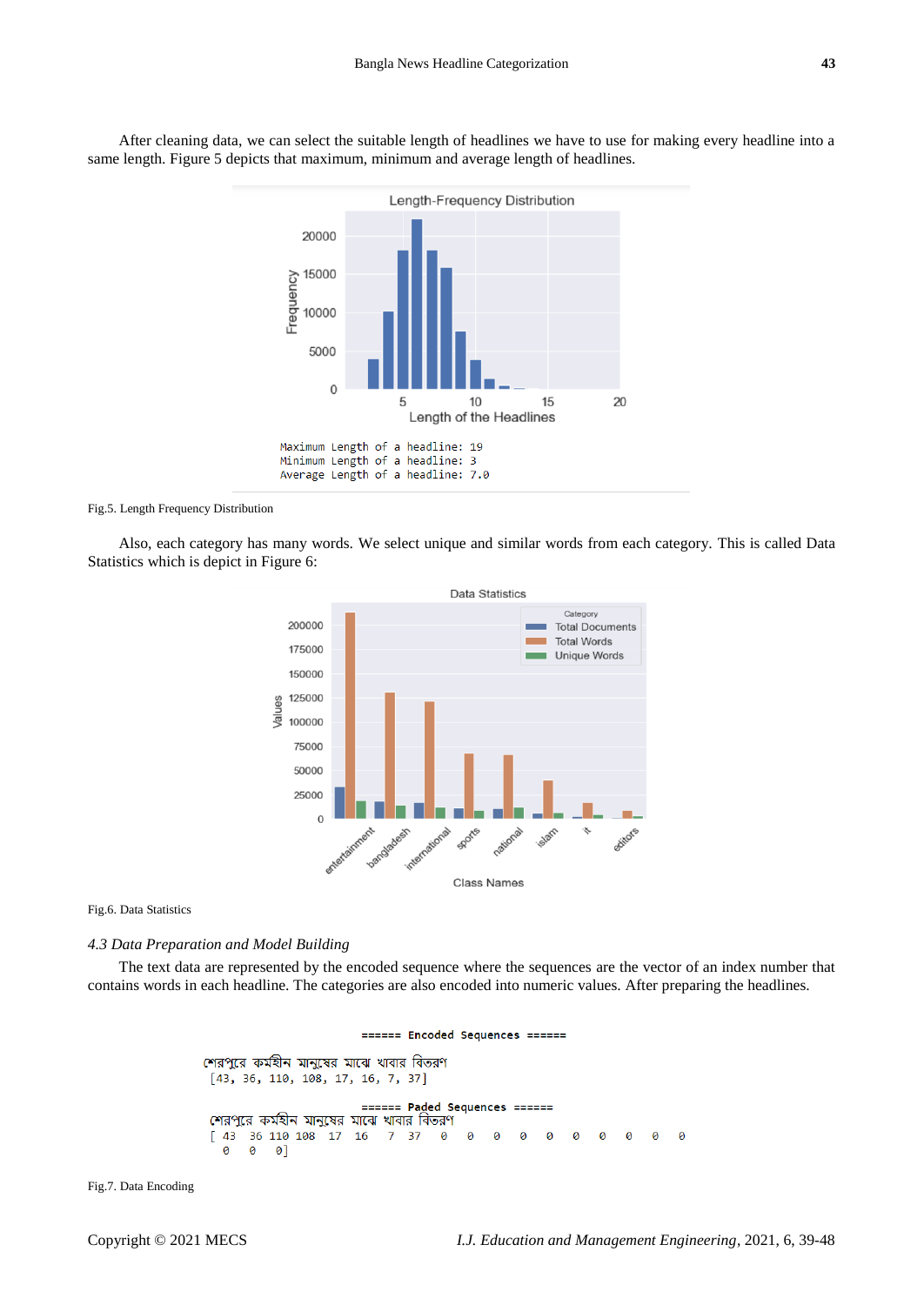After cleaning data, we can select the suitable length of headlines we have to use for making every headline into a same length. Figure 5 depicts that maximum, minimum and average length of headlines.

```
Maximum Length of a headline: 19
Minimum Length of a headline: 3
Average Length of a headline: 7.0
```

Fig.5. Length Frequency Distribution

Also, each category has many words. We select unique and similar words from each category. This is called Data Statistics which is depict in Figure 6:

Fig.6. Data Statistics

### *4.3 Data Preparation and Model Building*

The text data are represented by the encoded sequence where the sequences are the vector of an index number that contains words in each headline. The categories are also encoded into numeric values. After preparing the headlines.

```
====== Encoded Sequences ======

শেরপুরে কর্মহীন মানুষের মাঝে খাবার বিতরণ
[43, 36, 110, 108, 17, 16, 7, 37]

====== Paded Sequences ======
শেরপুরে কর্মহীন মানুষের মাঝে খাবার বিতরণ
[ 43  36 110 108  17  16   7  37   0   0   0   0   0   0   0   0   0   0
   0   0   0]
```

Fig.7. Data Encoding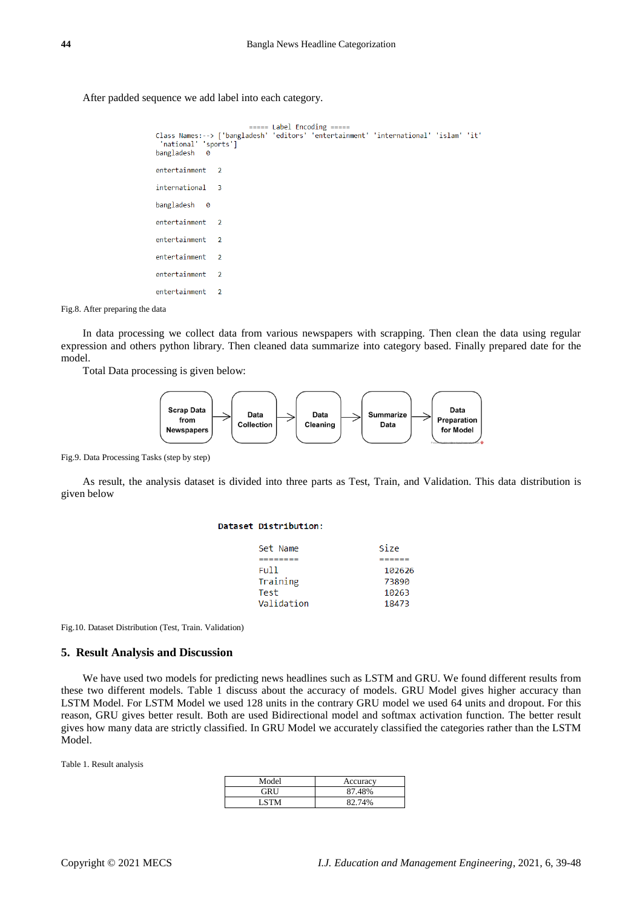After padded sequence we add label into each category.

```
===== Label Encoding =====
Class Names:--> ['bangladesh' 'editors' 'entertainment' 'international' 'islam' 'it'
 'national' 'sports']
bangladesh   0

entertainment   2

international   3

bangladesh   0

entertainment   2

entertainment   2

entertainment   2

entertainment   2

entertainment   2
```

Fig.8. After preparing the data

In data processing we collect data from various newspapers with scrapping. Then clean the data using regular expression and others python library. Then cleaned data summarize into category based. Finally prepared date for the model.

Total Data processing is given below:

Scrap Data from Newspapers → Data Collection → Data Cleaning → Summarize Data → Data Preparation for Model

Fig.9. Data Processing Tasks (step by step)

As result, the analysis dataset is divided into three parts as Test, Train, and Validation. This data distribution is given below

```
Dataset Distribution:

      Set Name          Size
      ========          ======
      Full              102626
      Training          73890
      Test              10263
      Validation        18473
```

Fig.10. Dataset Distribution (Test, Train. Validation)

## 5. Result Analysis and Discussion

We have used two models for predicting news headlines such as LSTM and GRU. We found different results from these two different models. Table 1 discuss about the accuracy of models. GRU Model gives higher accuracy than LSTM Model. For LSTM Model we used 128 units in the contrary GRU model we used 64 units and dropout. For this reason, GRU gives better result. Both are used Bidirectional model and softmax activation function. The better result gives how many data are strictly classified. In GRU Model we accurately classified the categories rather than the LSTM Model.

Table 1. Result analysis

| Model | Accuracy |
|---|---|
| GRU | 87.48% |
| LSTM | 82.74% |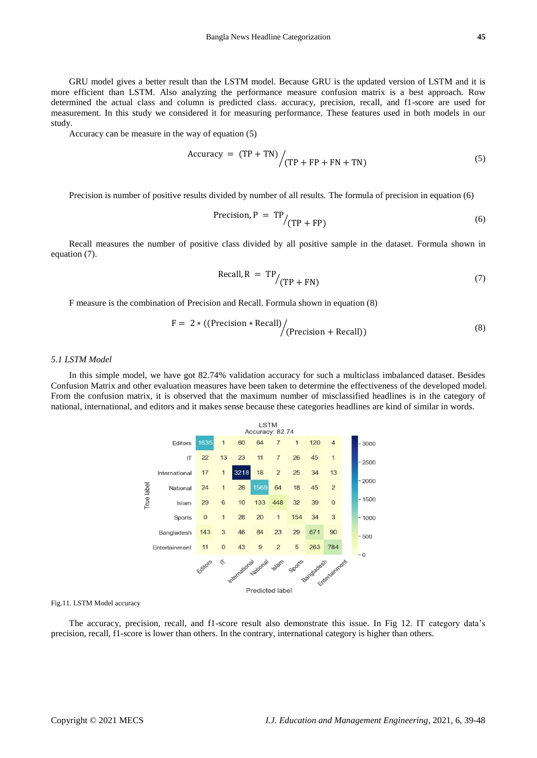GRU model gives a better result than the LSTM model. Because GRU is the updated version of LSTM and it is more efficient than LSTM. Also analyzing the performance measure confusion matrix is a best approach. Row determined the actual class and column is predicted class. accuracy, precision, recall, and f1-score are used for measurement. In this study we considered it for measuring performance. These features used in both models in our study.

Accuracy can be measure in the way of equation (5)

$$\text{Accuracy} = (\text{TP} + \text{TN}) \Big/ (\text{TP} + \text{FP} + \text{FN} + \text{TN}) \tag{5}$$

Precision is number of positive results divided by number of all results. The formula of precision in equation (6)

$$\text{Precision, P} = \text{TP} \Big/ (\text{TP} + \text{FP}) \tag{6}$$

Recall measures the number of positive class divided by all positive sample in the dataset. Formula shown in equation (7).

$$\text{Recall, R} = \text{TP} \Big/ (\text{TP} + \text{FN}) \tag{7}$$

F measure is the combination of Precision and Recall. Formula shown in equation (8)

$$\text{F} = 2 * ((\text{Precision} * \text{Recall}) \Big/ (\text{Precision} + \text{Recall})) \tag{8}$$

*5.1 LSTM Model*

In this simple model, we have got 82.74% validation accuracy for such a multiclass imbalanced dataset. Besides Confusion Matrix and other evaluation measures have been taken to determine the effectiveness of the developed model. From the confusion matrix, it is observed that the maximum number of misclassified headlines is in the category of national, international, and editors and it makes sense because these categories headlines are kind of similar in words.

LSTM
Accuracy: 82.74

| True label \ Predicted label | Editors | IT | International | National | Islam | Sports | Bangladesh | Entertainment |
|---|---|---|---|---|---|---|---|---|
| Editors | 1635 | 1 | 60 | 64 | 7 | 1 | 120 | 4 |
| IT | 22 | 13 | 23 | 11 | 7 | 26 | 45 | 1 |
| International | 17 | 1 | 3218 | 18 | 2 | 25 | 34 | 13 |
| National | 24 | 1 | 28 | 1569 | 64 | 18 | 45 | 2 |
| Islam | 29 | 6 | 10 | 133 | 448 | 32 | 39 | 0 |
| Sports | 0 | 1 | 28 | 20 | 1 | 154 | 34 | 3 |
| Bangladesh | 143 | 3 | 46 | 84 | 23 | 29 | 671 | 90 |
| Entertainment | 11 | 0 | 43 | 9 | 2 | 5 | 263 | 784 |

Fig.11. LSTM Model accuracy

The accuracy, precision, recall, and f1-score result also demonstrate this issue. In Fig 12. IT category data's precision, recall, f1-score is lower than others. In the contrary, international category is higher than others.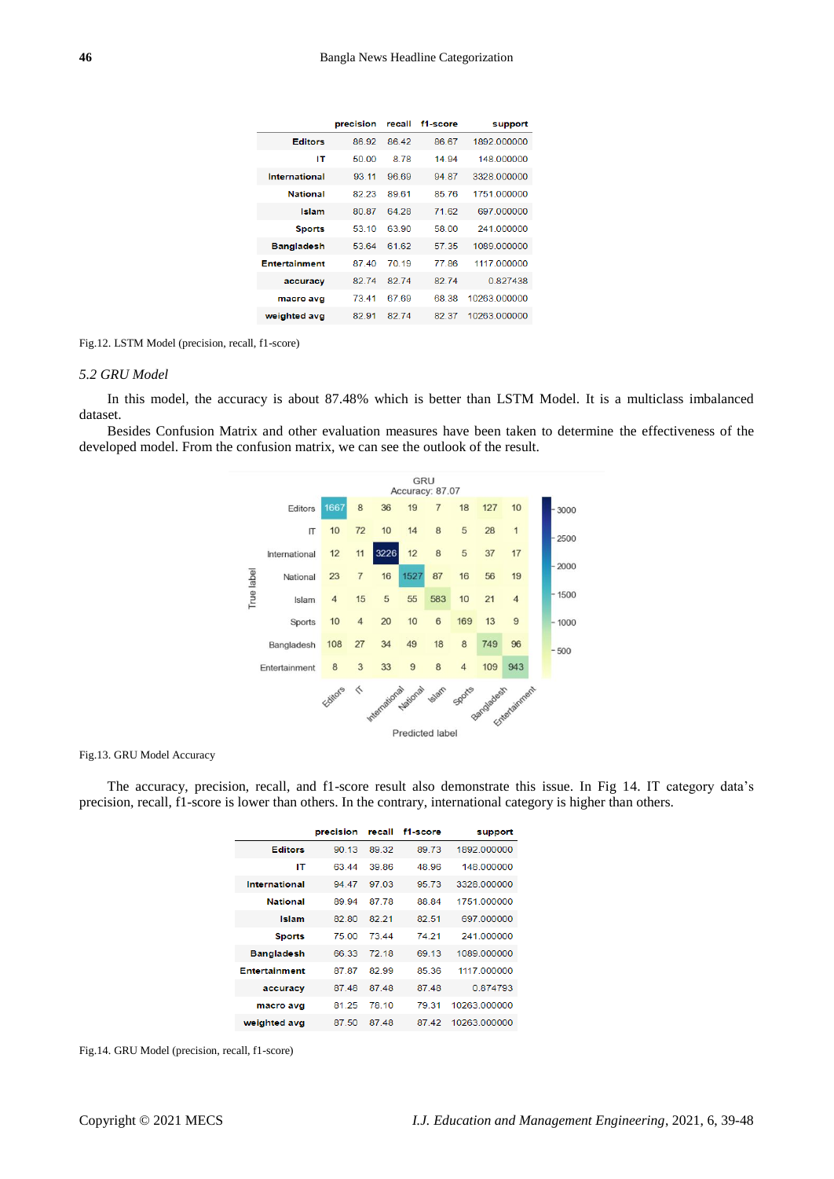|  | precision | recall | f1-score | support |
|---|---|---|---|---|
| Editors | 86.92 | 86.42 | 86.67 | 1892.000000 |
| IT | 50.00 | 8.78 | 14.94 | 148.000000 |
| International | 93.11 | 96.69 | 94.87 | 3328.000000 |
| National | 82.23 | 89.61 | 85.76 | 1751.000000 |
| Islam | 80.87 | 64.28 | 71.62 | 697.000000 |
| Sports | 53.10 | 63.90 | 58.00 | 241.000000 |
| Bangladesh | 53.64 | 61.62 | 57.35 | 1089.000000 |
| Entertainment | 87.40 | 70.19 | 77.86 | 1117.000000 |
| accuracy | 82.74 | 82.74 | 82.74 | 0.827438 |
| macro avg | 73.41 | 67.69 | 68.38 | 10263.000000 |
| weighted avg | 82.91 | 82.74 | 82.37 | 10263.000000 |

Fig.12. LSTM Model (precision, recall, f1-score)

### *5.2 GRU Model*

In this model, the accuracy is about 87.48% which is better than LSTM Model. It is a multiclass imbalanced dataset.

Besides Confusion Matrix and other evaluation measures have been taken to determine the effectiveness of the developed model. From the confusion matrix, we can see the outlook of the result.

GRU
Accuracy: 87.07

| True label \ Predicted label | Editors | IT | International | National | Islam | Sports | Bangladesh | Entertainment |
|---|---|---|---|---|---|---|---|---|
| Editors | 1667 | 8 | 36 | 19 | 7 | 18 | 127 | 10 |
| IT | 10 | 72 | 10 | 14 | 8 | 5 | 28 | 1 |
| International | 12 | 11 | 3226 | 12 | 8 | 5 | 37 | 17 |
| National | 23 | 7 | 16 | 1527 | 87 | 16 | 56 | 19 |
| Islam | 4 | 15 | 5 | 55 | 583 | 10 | 21 | 4 |
| Sports | 10 | 4 | 20 | 10 | 6 | 169 | 13 | 9 |
| Bangladesh | 108 | 27 | 34 | 49 | 18 | 8 | 749 | 96 |
| Entertainment | 8 | 3 | 33 | 9 | 8 | 4 | 109 | 943 |

Fig.13. GRU Model Accuracy

The accuracy, precision, recall, and f1-score result also demonstrate this issue. In Fig 14. IT category data's precision, recall, f1-score is lower than others. In the contrary, international category is higher than others.

|  | precision | recall | f1-score | support |
|---|---|---|---|---|
| Editors | 90.13 | 89.32 | 89.73 | 1892.000000 |
| IT | 63.44 | 39.86 | 48.96 | 148.000000 |
| International | 94.47 | 97.03 | 95.73 | 3328.000000 |
| National | 89.94 | 87.78 | 88.84 | 1751.000000 |
| Islam | 82.80 | 82.21 | 82.51 | 697.000000 |
| Sports | 75.00 | 73.44 | 74.21 | 241.000000 |
| Bangladesh | 66.33 | 72.18 | 69.13 | 1089.000000 |
| Entertainment | 87.87 | 82.99 | 85.36 | 1117.000000 |
| accuracy | 87.48 | 87.48 | 87.48 | 0.874793 |
| macro avg | 81.25 | 78.10 | 79.31 | 10263.000000 |
| weighted avg | 87.50 | 87.48 | 87.42 | 10263.000000 |

Fig.14. GRU Model (precision, recall, f1-score)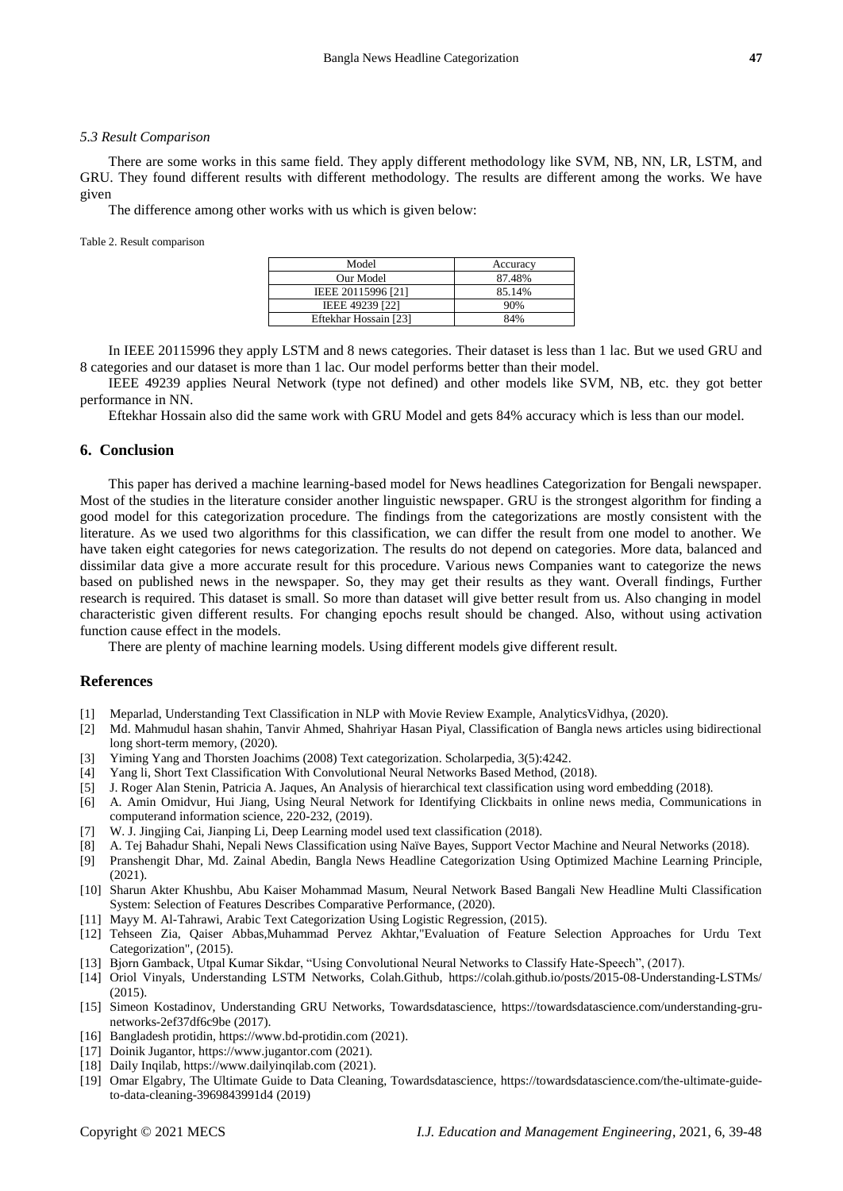*5.3 Result Comparison*

There are some works in this same field. They apply different methodology like SVM, NB, NN, LR, LSTM, and GRU. They found different results with different methodology. The results are different among the works. We have given

The difference among other works with us which is given below:

Table 2. Result comparison

| Model | Accuracy |
|---|---|
| Our Model | 87.48% |
| IEEE 20115996 [21] | 85.14% |
| IEEE 49239 [22] | 90% |
| Eftekhar Hossain [23] | 84% |

In IEEE 20115996 they apply LSTM and 8 news categories. Their dataset is less than 1 lac. But we used GRU and 8 categories and our dataset is more than 1 lac. Our model performs better than their model.

IEEE 49239 applies Neural Network (type not defined) and other models like SVM, NB, etc. they got better performance in NN.

Eftekhar Hossain also did the same work with GRU Model and gets 84% accuracy which is less than our model.

## 6. Conclusion

This paper has derived a machine learning-based model for News headlines Categorization for Bengali newspaper. Most of the studies in the literature consider another linguistic newspaper. GRU is the strongest algorithm for finding a good model for this categorization procedure. The findings from the categorizations are mostly consistent with the literature. As we used two algorithms for this classification, we can differ the result from one model to another. We have taken eight categories for news categorization. The results do not depend on categories. More data, balanced and dissimilar data give a more accurate result for this procedure. Various news Companies want to categorize the news based on published news in the newspaper. So, they may get their results as they want. Overall findings, Further research is required. This dataset is small. So more than dataset will give better result from us. Also changing in model characteristic given different results. For changing epochs result should be changed. Also, without using activation function cause effect in the models.

There are plenty of machine learning models. Using different models give different result.

## References

[1] Meparlad, Understanding Text Classification in NLP with Movie Review Example, AnalyticsVidhya, (2020).

[2] Md. Mahmudul hasan shahin, Tanvir Ahmed, Shahriyar Hasan Piyal, Classification of Bangla news articles using bidirectional long short-term memory, (2020).

[3] Yiming Yang and Thorsten Joachims (2008) Text categorization. Scholarpedia, 3(5):4242.

[4] Yang li, Short Text Classification With Convolutional Neural Networks Based Method, (2018).

[5] J. Roger Alan Stenin, Patricia A. Jaques, An Analysis of hierarchical text classification using word embedding (2018).

[6] A. Amin Omidvur, Hui Jiang, Using Neural Network for Identifying Clickbaits in online news media, Communications in computerand information science, 220-232, (2019).

[7] W. J. Jingjing Cai, Jianping Li, Deep Learning model used text classification (2018).

[8] A. Tej Bahadur Shahi, Nepali News Classification using Naïve Bayes, Support Vector Machine and Neural Networks (2018).

[9] Pranshengit Dhar, Md. Zainal Abedin, Bangla News Headline Categorization Using Optimized Machine Learning Principle, (2021).

[10] Sharun Akter Khushbu, Abu Kaiser Mohammad Masum, Neural Network Based Bangali New Headline Multi Classification System: Selection of Features Describes Comparative Performance, (2020).

[11] Mayy M. Al-Tahrawi, Arabic Text Categorization Using Logistic Regression, (2015).

[12] Tehseen Zia, Qaiser Abbas,Muhammad Pervez Akhtar,"Evaluation of Feature Selection Approaches for Urdu Text Categorization", (2015).

[13] Bjorn Gamback, Utpal Kumar Sikdar, "Using Convolutional Neural Networks to Classify Hate-Speech", (2017).

[14] Oriol Vinyals, Understanding LSTM Networks, Colah.Github, https://colah.github.io/posts/2015-08-Understanding-LSTMs/ (2015).

[15] Simeon Kostadinov, Understanding GRU Networks, Towardsdatascience, https://towardsdatascience.com/understanding-gru-networks-2ef37df6c9be (2017).

[16] Bangladesh protidin, https://www.bd-protidin.com (2021).

[17] Doinik Jugantor, https://www.jugantor.com (2021).

[18] Daily Inqilab, https://www.dailyinqilab.com (2021).

[19] Omar Elgabry, The Ultimate Guide to Data Cleaning, Towardsdatascience, https://towardsdatascience.com/the-ultimate-guide-to-data-cleaning-3969843991d4 (2019)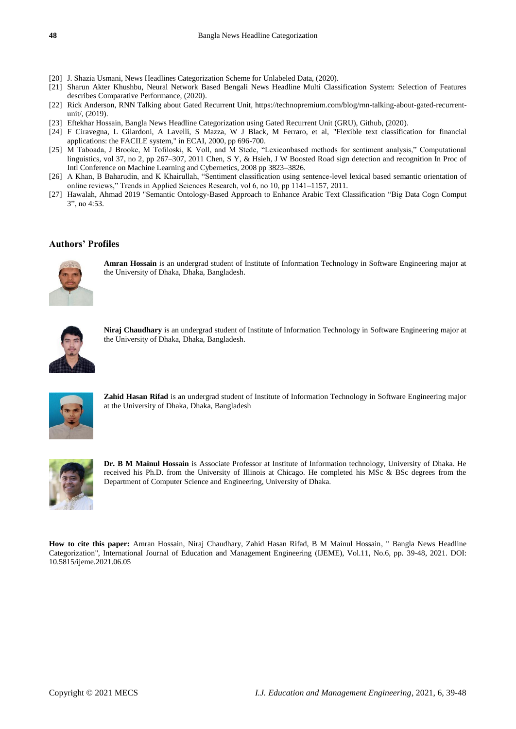[20] J. Shazia Usmani, News Headlines Categorization Scheme for Unlabeled Data, (2020).

[21] Sharun Akter Khushbu, Neural Network Based Bengali News Headline Multi Classification System: Selection of Features describes Comparative Performance, (2020).

[22] Rick Anderson, RNN Talking about Gated Recurrent Unit, https://technopremium.com/blog/rnn-talking-about-gated-recurrent-unit/, (2019).

[23] Eftekhar Hossain, Bangla News Headline Categorization using Gated Recurrent Unit (GRU), Github, (2020).

[24] F Ciravegna, L Gilardoni, A Lavelli, S Mazza, W J Black, M Ferraro, et al, "Flexible text classification for financial applications: the FACILE system," in ECAI, 2000, pp 696-700.

[25] M Taboada, J Brooke, M Tofiloski, K Voll, and M Stede, "Lexiconbased methods for sentiment analysis," Computational linguistics, vol 37, no 2, pp 267–307, 2011 Chen, S Y, & Hsieh, J W Boosted Road sign detection and recognition In Proc of Intl Conference on Machine Learning and Cybernetics, 2008 pp 3823–3826.

[26] A Khan, B Baharudin, and K Khairullah, "Sentiment classification using sentence-level lexical based semantic orientation of online reviews," Trends in Applied Sciences Research, vol 6, no 10, pp 1141–1157, 2011.

[27] Hawalah, Ahmad 2019 "Semantic Ontology-Based Approach to Enhance Arabic Text Classification "Big Data Cogn Comput 3", no 4:53.

## Authors' Profiles

**Amran Hossain** is an undergrad student of Institute of Information Technology in Software Engineering major at the University of Dhaka, Dhaka, Bangladesh.

**Niraj Chaudhary** is an undergrad student of Institute of Information Technology in Software Engineering major at the University of Dhaka, Dhaka, Bangladesh.

**Zahid Hasan Rifad** is an undergrad student of Institute of Information Technology in Software Engineering major at the University of Dhaka, Dhaka, Bangladesh

**Dr. B M Mainul Hossain** is Associate Professor at Institute of Information technology, University of Dhaka. He received his Ph.D. from the University of Illinois at Chicago. He completed his MSc & BSc degrees from the Department of Computer Science and Engineering, University of Dhaka.

**How to cite this paper:** Amran Hossain, Niraj Chaudhary, Zahid Hasan Rifad, B M Mainul Hossain, " Bangla News Headline Categorization", International Journal of Education and Management Engineering (IJEME), Vol.11, No.6, pp. 39-48, 2021. DOI: 10.5815/ijeme.2021.06.05